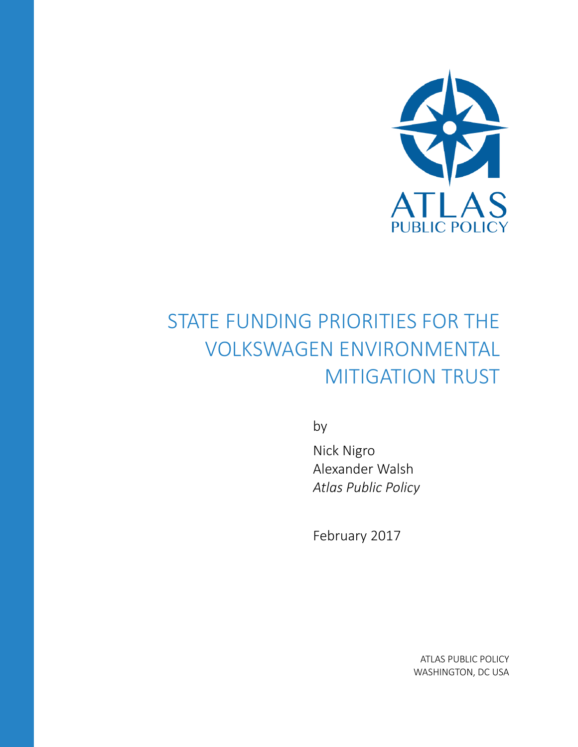ATLAS
PUBLIC POLICY

# STATE FUNDING PRIORITIES FOR THE VOLKSWAGEN ENVIRONMENTAL MITIGATION TRUST

by

Nick Nigro
Alexander Walsh
*Atlas Public Policy*

February 2017

ATLAS PUBLIC POLICY
WASHINGTON, DC USA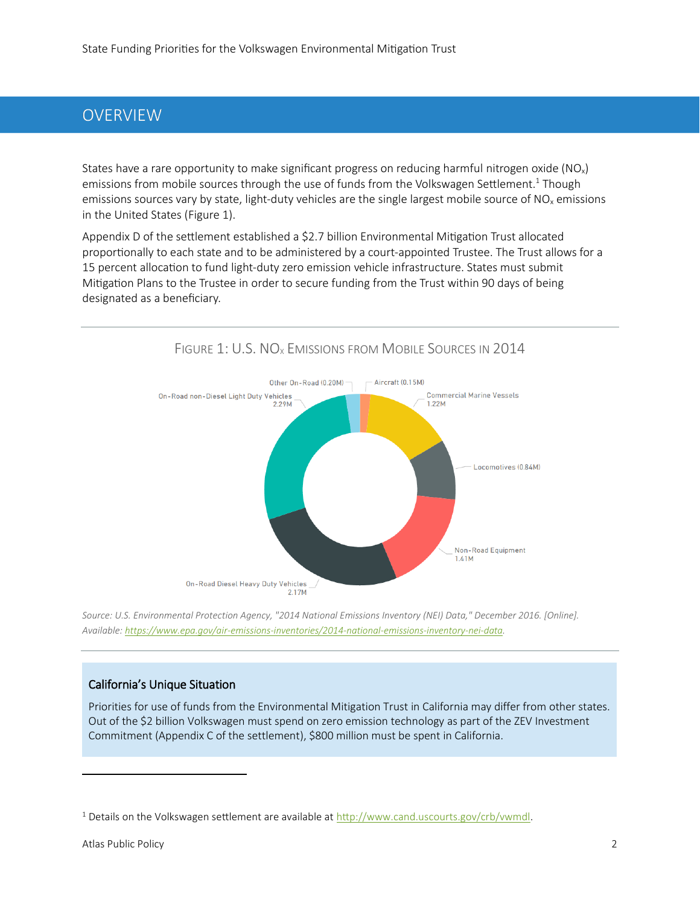## OVERVIEW

States have a rare opportunity to make significant progress on reducing harmful nitrogen oxide ($NO_x$) emissions from mobile sources through the use of funds from the Volkswagen Settlement.[1] Though emissions sources vary by state, light-duty vehicles are the single largest mobile source of $NO_x$ emissions in the United States (Figure 1).

Appendix D of the settlement established a $2.7 billion Environmental Mitigation Trust allocated proportionally to each state and to be administered by a court-appointed Trustee. The Trust allows for a 15 percent allocation to fund light-duty zero emission vehicle infrastructure. States must submit Mitigation Plans to the Trustee in order to secure funding from the Trust within 90 days of being designated as a beneficiary.

FIGURE 1: U.S. $NO_x$ EMISSIONS FROM MOBILE SOURCES IN 2014

Other On-Road (0.20M)
Aircraft (0.15M)
Commercial Marine Vessels 1.22M
Locomotives (0.84M)
Non-Road Equipment 1.41M
On-Road Diesel Heavy Duty Vehicles 2.17M
On-Road non-Diesel Light Duty Vehicles 2.29M

*Source: U.S. Environmental Protection Agency, "2014 National Emissions Inventory (NEI) Data," December 2016. [Online]. Available: https://www.epa.gov/air-emissions-inventories/2014-national-emissions-inventory-nei-data.*

### California's Unique Situation

Priorities for use of funds from the Environmental Mitigation Trust in California may differ from other states. Out of the $2 billion Volkswagen must spend on zero emission technology as part of the ZEV Investment Commitment (Appendix C of the settlement), $800 million must be spent in California.

[1] Details on the Volkswagen settlement are available at http://www.cand.uscourts.gov/crb/vwmdl.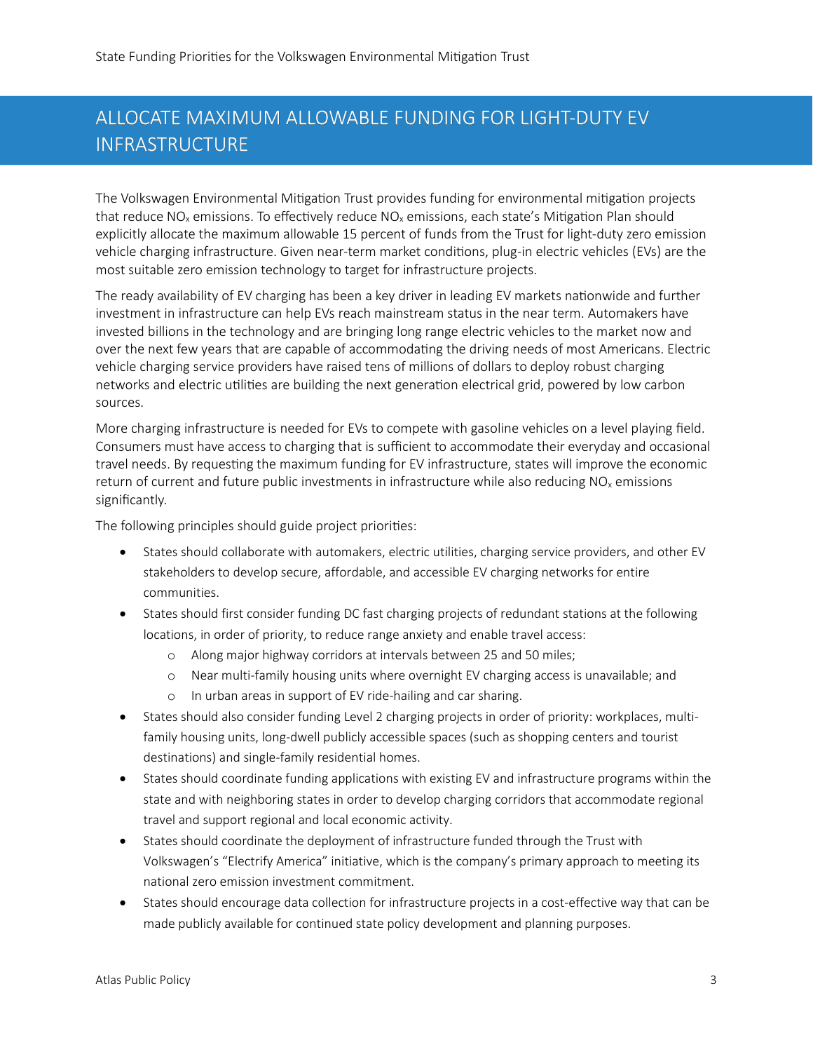## ALLOCATE MAXIMUM ALLOWABLE FUNDING FOR LIGHT-DUTY EV INFRASTRUCTURE

The Volkswagen Environmental Mitigation Trust provides funding for environmental mitigation projects that reduce $NO_x$ emissions. To effectively reduce $NO_x$ emissions, each state's Mitigation Plan should explicitly allocate the maximum allowable 15 percent of funds from the Trust for light-duty zero emission vehicle charging infrastructure. Given near-term market conditions, plug-in electric vehicles (EVs) are the most suitable zero emission technology to target for infrastructure projects.

The ready availability of EV charging has been a key driver in leading EV markets nationwide and further investment in infrastructure can help EVs reach mainstream status in the near term. Automakers have invested billions in the technology and are bringing long range electric vehicles to the market now and over the next few years that are capable of accommodating the driving needs of most Americans. Electric vehicle charging service providers have raised tens of millions of dollars to deploy robust charging networks and electric utilities are building the next generation electrical grid, powered by low carbon sources.

More charging infrastructure is needed for EVs to compete with gasoline vehicles on a level playing field. Consumers must have access to charging that is sufficient to accommodate their everyday and occasional travel needs. By requesting the maximum funding for EV infrastructure, states will improve the economic return of current and future public investments in infrastructure while also reducing $NO_x$ emissions significantly.

The following principles should guide project priorities:

- States should collaborate with automakers, electric utilities, charging service providers, and other EV stakeholders to develop secure, affordable, and accessible EV charging networks for entire communities.
- States should first consider funding DC fast charging projects of redundant stations at the following locations, in order of priority, to reduce range anxiety and enable travel access:
  - Along major highway corridors at intervals between 25 and 50 miles;
  - Near multi-family housing units where overnight EV charging access is unavailable; and
  - In urban areas in support of EV ride-hailing and car sharing.
- States should also consider funding Level 2 charging projects in order of priority: workplaces, multi-family housing units, long-dwell publicly accessible spaces (such as shopping centers and tourist destinations) and single-family residential homes.
- States should coordinate funding applications with existing EV and infrastructure programs within the state and with neighboring states in order to develop charging corridors that accommodate regional travel and support regional and local economic activity.
- States should coordinate the deployment of infrastructure funded through the Trust with Volkswagen's "Electrify America" initiative, which is the company's primary approach to meeting its national zero emission investment commitment.
- States should encourage data collection for infrastructure projects in a cost-effective way that can be made publicly available for continued state policy development and planning purposes.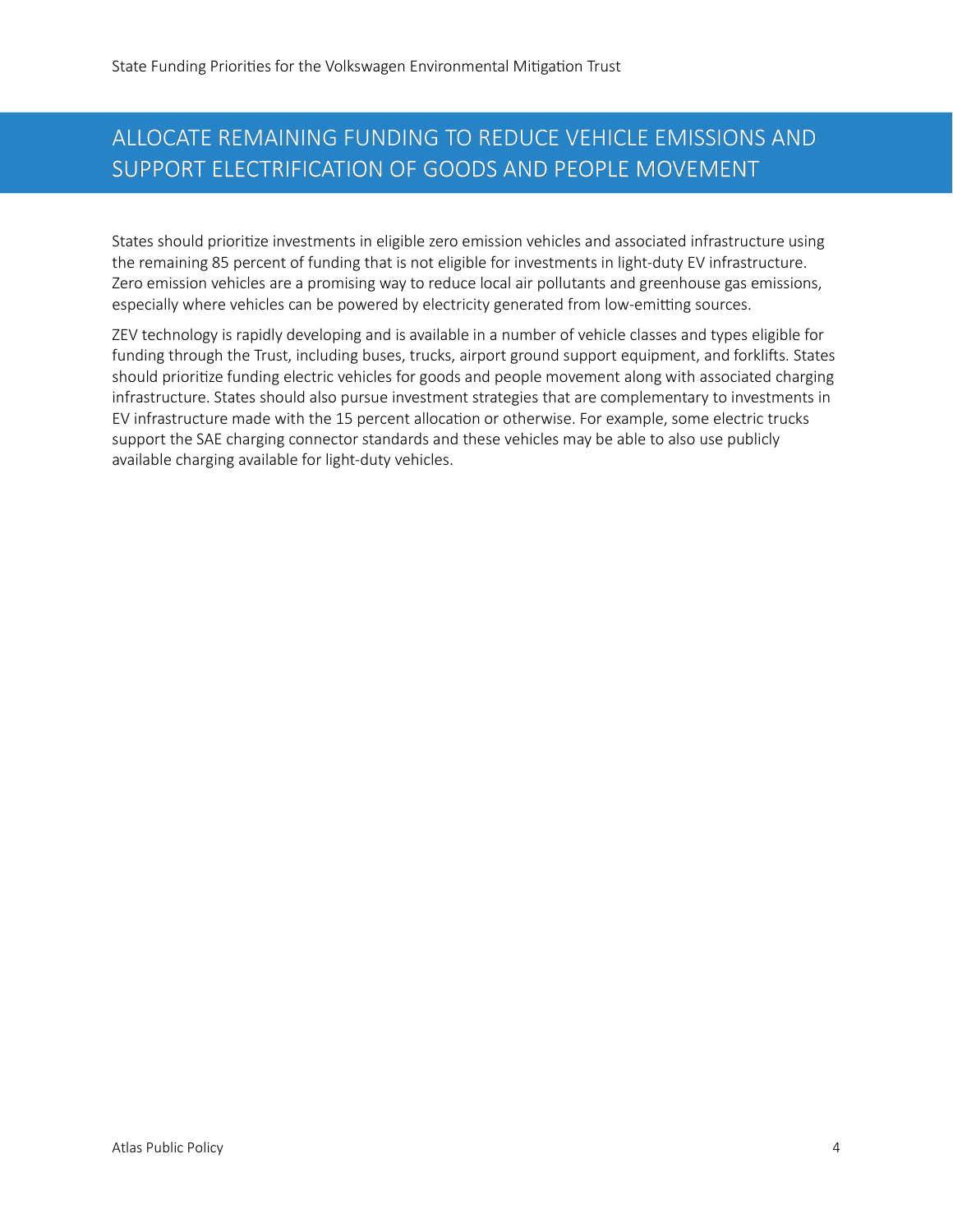## ALLOCATE REMAINING FUNDING TO REDUCE VEHICLE EMISSIONS AND SUPPORT ELECTRIFICATION OF GOODS AND PEOPLE MOVEMENT

States should prioritize investments in eligible zero emission vehicles and associated infrastructure using the remaining 85 percent of funding that is not eligible for investments in light-duty EV infrastructure. Zero emission vehicles are a promising way to reduce local air pollutants and greenhouse gas emissions, especially where vehicles can be powered by electricity generated from low-emitting sources.

ZEV technology is rapidly developing and is available in a number of vehicle classes and types eligible for funding through the Trust, including buses, trucks, airport ground support equipment, and forklifts. States should prioritize funding electric vehicles for goods and people movement along with associated charging infrastructure. States should also pursue investment strategies that are complementary to investments in EV infrastructure made with the 15 percent allocation or otherwise. For example, some electric trucks support the SAE charging connector standards and these vehicles may be able to also use publicly available charging available for light-duty vehicles.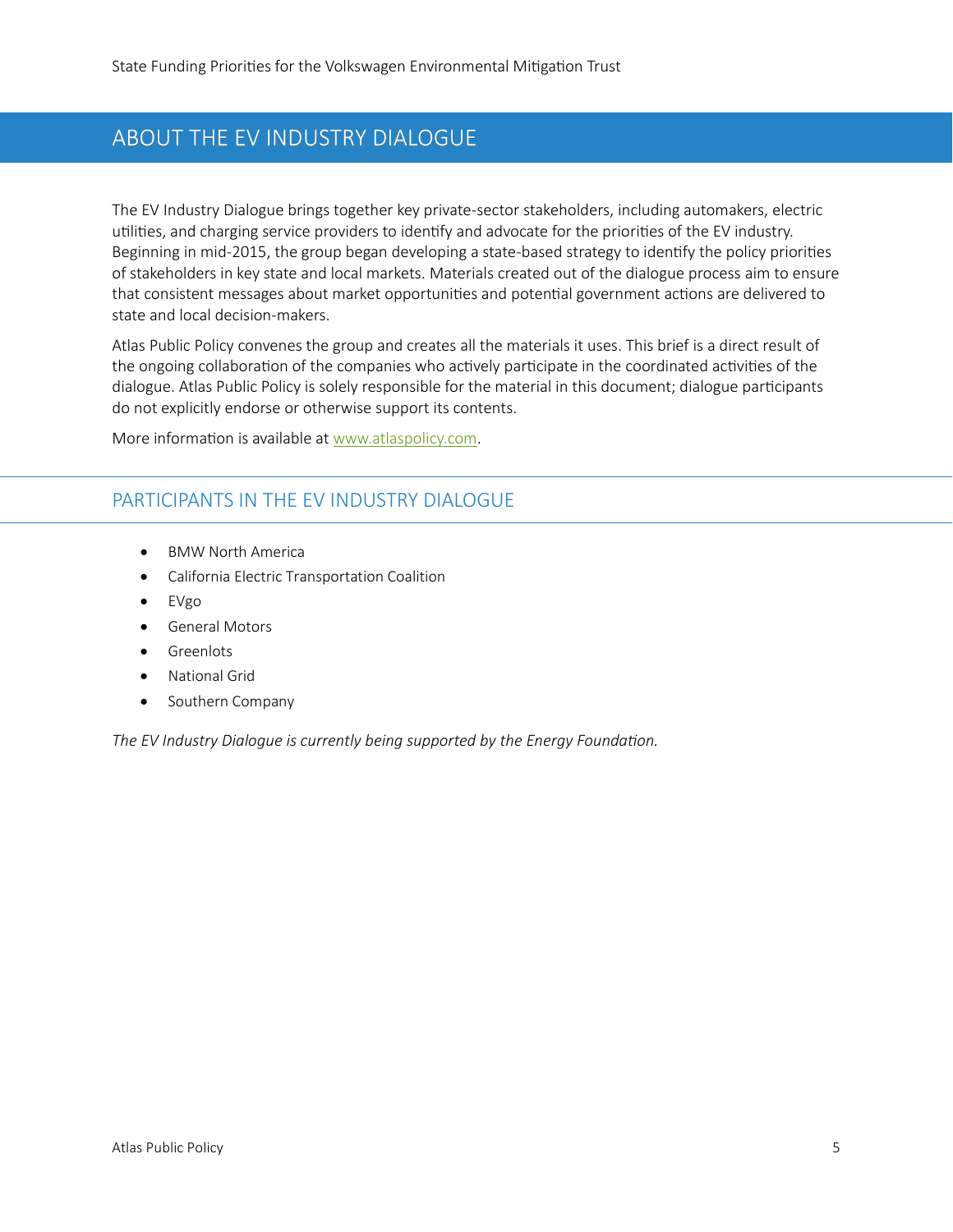## ABOUT THE EV INDUSTRY DIALOGUE

The EV Industry Dialogue brings together key private-sector stakeholders, including automakers, electric utilities, and charging service providers to identify and advocate for the priorities of the EV industry. Beginning in mid-2015, the group began developing a state-based strategy to identify the policy priorities of stakeholders in key state and local markets. Materials created out of the dialogue process aim to ensure that consistent messages about market opportunities and potential government actions are delivered to state and local decision-makers.

Atlas Public Policy convenes the group and creates all the materials it uses. This brief is a direct result of the ongoing collaboration of the companies who actively participate in the coordinated activities of the dialogue. Atlas Public Policy is solely responsible for the material in this document; dialogue participants do not explicitly endorse or otherwise support its contents.

More information is available at [www.atlaspolicy.com](http://www.atlaspolicy.com).

## PARTICIPANTS IN THE EV INDUSTRY DIALOGUE

- BMW North America
- California Electric Transportation Coalition
- EVgo
- General Motors
- Greenlots
- National Grid
- Southern Company

*The EV Industry Dialogue is currently being supported by the Energy Foundation.*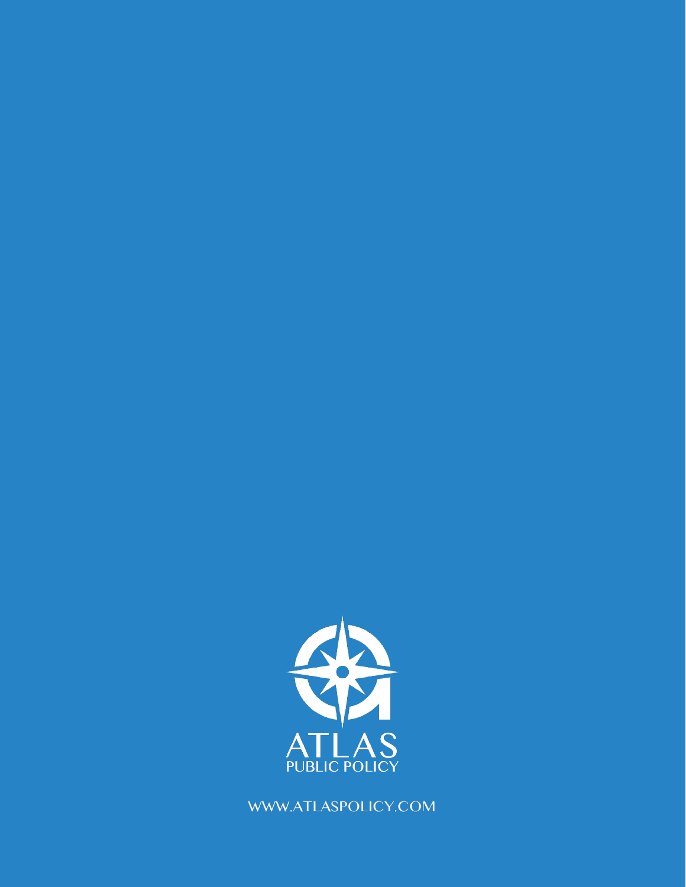ATLAS
PUBLIC POLICY

WWW.ATLASPOLICY.COM